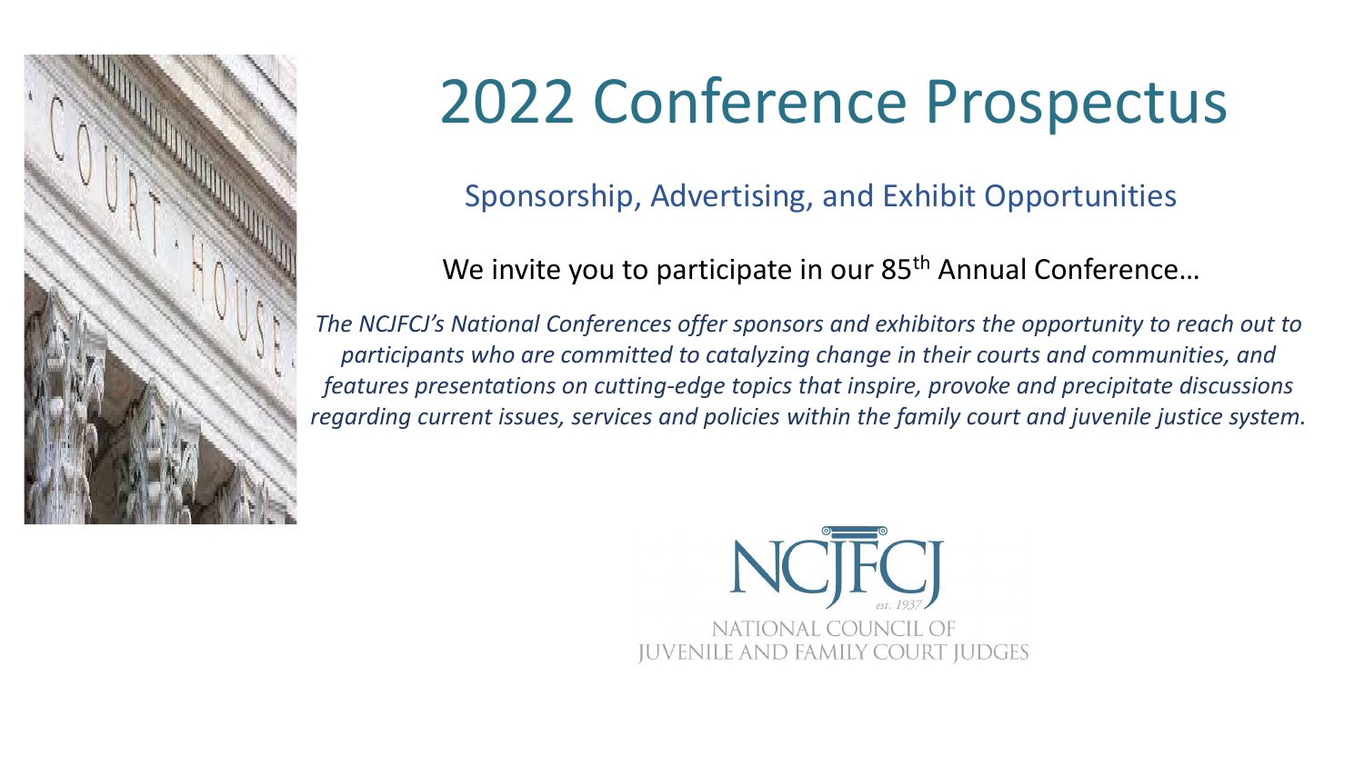# 2022 Conference Prospectus

## Sponsorship, Advertising, and Exhibit Opportunities

We invite you to participate in our 85th Annual Conference…

*The NCJFCJ's National Conferences offer sponsors and exhibitors the opportunity to reach out to participants who are committed to catalyzing change in their courts and communities, and features presentations on cutting-edge topics that inspire, provoke and precipitate discussions regarding current issues, services and policies within the family court and juvenile justice system.*

NCJFCJ
est. 1937
NATIONAL COUNCIL OF JUVENILE AND FAMILY COURT JUDGES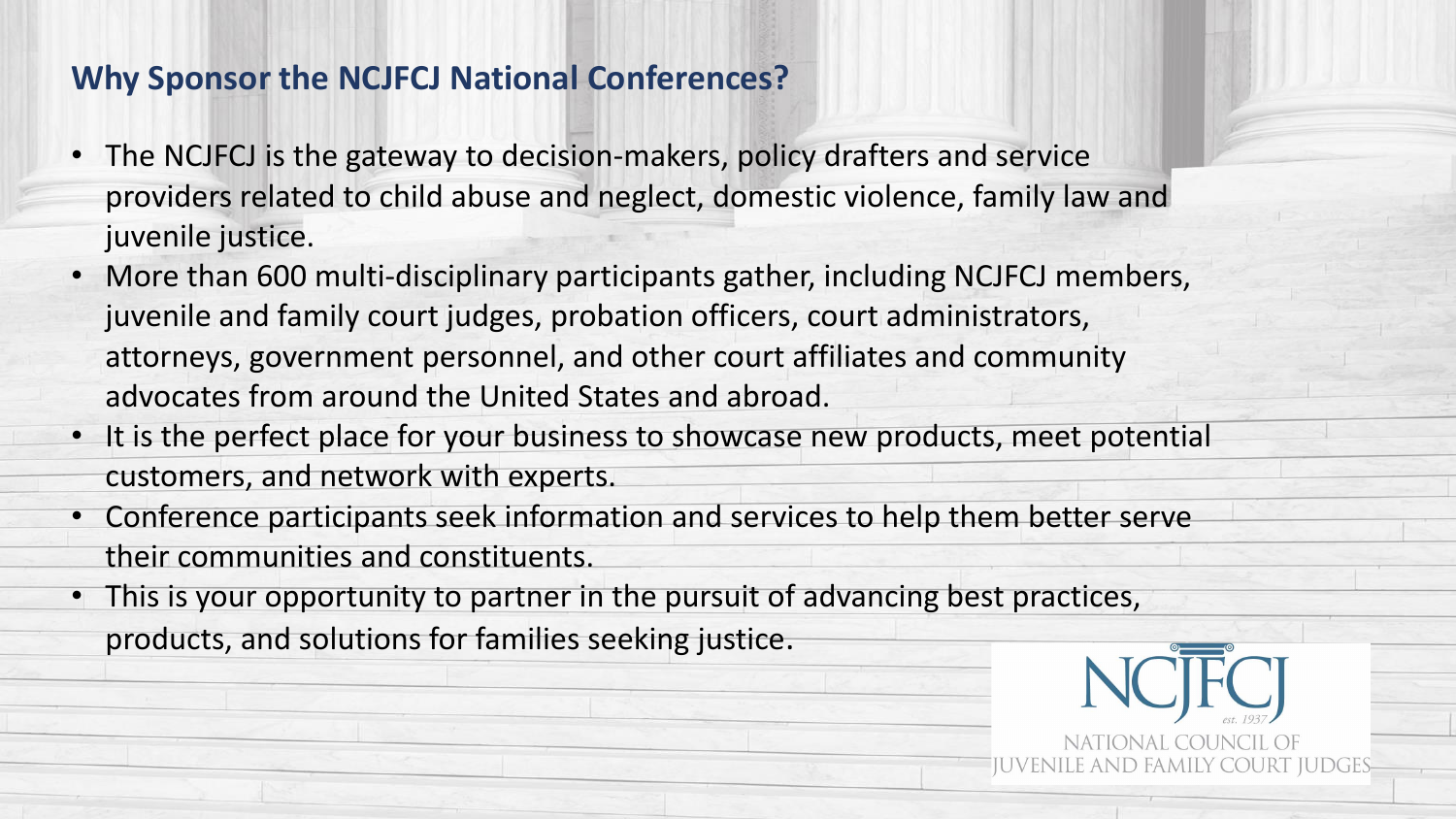## Why Sponsor the NCJFCJ National Conferences?

- The NCJFCJ is the gateway to decision-makers, policy drafters and service providers related to child abuse and neglect, domestic violence, family law and juvenile justice.
- More than 600 multi-disciplinary participants gather, including NCJFCJ members, juvenile and family court judges, probation officers, court administrators, attorneys, government personnel, and other court affiliates and community advocates from around the United States and abroad.
- It is the perfect place for your business to showcase new products, meet potential customers, and network with experts.
- Conference participants seek information and services to help them better serve their communities and constituents.
- This is your opportunity to partner in the pursuit of advancing best practices, products, and solutions for families seeking justice.

NCJFCJ
est. 1937
NATIONAL COUNCIL OF
JUVENILE AND FAMILY COURT JUDGES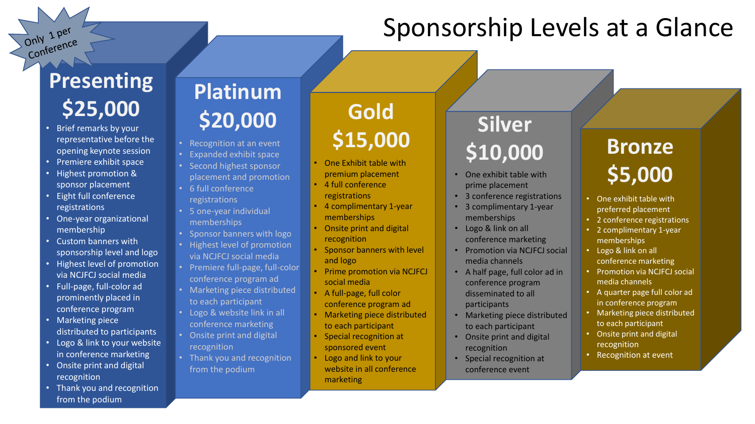# Sponsorship Levels at a Glance

## Presenting $25,000

*Only 1 per Conference*

- Brief remarks by your representative before the opening keynote session
- Premiere exhibit space
- Highest promotion & sponsor placement
- Eight full conference registrations
- One-year organizational membership
- Custom banners with sponsorship level and logo
- Highest level of promotion via NCJFCJ social media
- Full-page, full-color ad prominently placed in conference program
- Marketing piece distributed to participants
- Logo & link to your website in conference marketing
- Onsite print and digital recognition
- Thank you and recognition from the podium

## Platinum $20,000

- Recognition at an event
- Expanded exhibit space
- Second highest sponsor placement and promotion
- 6 full conference registrations
- 5 one-year individual memberships
- Sponsor banners with logo
- Highest level of promotion via NCJFCJ social media
- Premiere full-page, full-color conference program ad
- Marketing piece distributed to each participant
- Logo & website link in all conference marketing
- Onsite print and digital recognition
- Thank you and recognition from the podium

## Gold $15,000

- One Exhibit table with premium placement
- 4 full conference registrations
- 4 complimentary 1-year memberships
- Onsite print and digital recognition
- Sponsor banners with level and logo
- Prime promotion via NCJFCJ social media
- A full-page, full color conference program ad
- Marketing piece distributed to each participant
- Special recognition at sponsored event
- Logo and link to your website in all conference marketing

## Silver $10,000

- One exhibit table with prime placement
- 3 conference registrations
- 3 complimentary 1-year memberships
- Logo & link on all conference marketing
- Promotion via NCJFCJ social media channels
- A half page, full color ad in conference program disseminated to all participants
- Marketing piece distributed to each participant
- Onsite print and digital recognition
- Special recognition at conference event

## Bronze $5,000

- One exhibit table with preferred placement
- 2 conference registrations
- 2 complimentary 1-year memberships
- Logo & link on all conference marketing
- Promotion via NCJFCJ social media channels
- A quarter page full color ad in conference program
- Marketing piece distributed to each participant
- Onsite print and digital recognition
- Recognition at event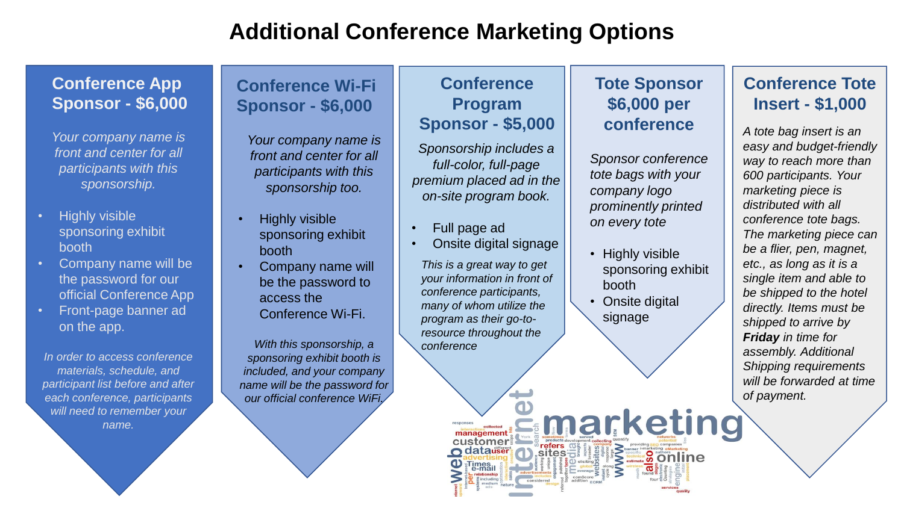# Additional Conference Marketing Options

## Conference App Sponsor - $6,000

*Your company name is front and center for all participants with this sponsorship.*

- Highly visible sponsoring exhibit booth
- Company name will be the password for our official Conference App
- Front-page banner ad on the app.

*In order to access conference materials, schedule, and participant list before and after each conference, participants will need to remember your name.*

## Conference Wi-Fi Sponsor - $6,000

*Your company name is front and center for all participants with this sponsorship too.*

- Highly visible sponsoring exhibit booth
- Company name will be the password to access the Conference Wi-Fi.

*With this sponsorship, a sponsoring exhibit booth is included, and your company name will be the password for our official conference WiFi.*

## Conference Program Sponsor - $5,000

*Sponsorship includes a full-color, full-page premium placed ad in the on-site program book.*

- Full page ad
- Onsite digital signage

*This is a great way to get your information in front of conference participants, many of whom utilize the program as their go-to-resource throughout the conference*

## Tote Sponsor $6,000 per conference

*Sponsor conference tote bags with your company logo prominently printed on every tote*

- Highly visible sponsoring exhibit booth
- Onsite digital signage

## Conference Tote Insert - $1,000

*A tote bag insert is an easy and budget-friendly way to reach more than 600 participants. Your marketing piece is distributed with all conference tote bags. The marketing piece can be a flier, pen, magnet, etc., as long as it is a single item and able to be shipped to the hotel directly. Items must be shipped to arrive by* ***Friday*** *in time for assembly. Additional Shipping requirements will be forwarded at time of payment.*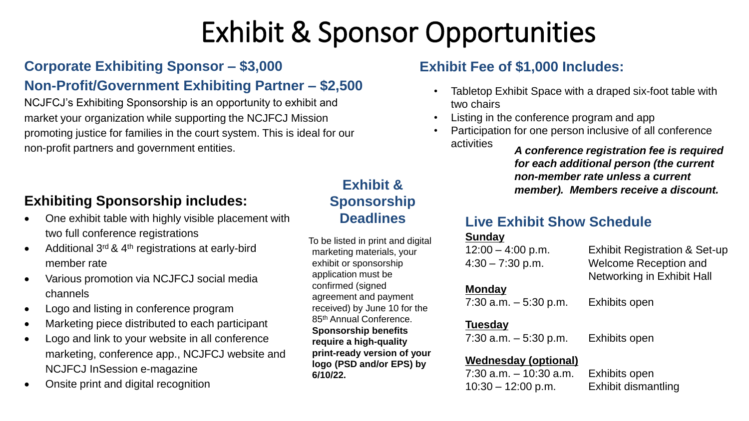# Exhibit & Sponsor Opportunities

## Corporate Exhibiting Sponsor – $3,000

## Non-Profit/Government Exhibiting Partner – $2,500

NCJFCJ's Exhibiting Sponsorship is an opportunity to exhibit and market your organization while supporting the NCJFCJ Mission promoting justice for families in the court system. This is ideal for our non-profit partners and government entities.

### Exhibiting Sponsorship includes:

- One exhibit table with highly visible placement with two full conference registrations
- Additional 3rd & 4th registrations at early-bird member rate
- Various promotion via NCJFCJ social media channels
- Logo and listing in conference program
- Marketing piece distributed to each participant
- Logo and link to your website in all conference marketing, conference app., NCJFCJ website and NCJFCJ InSession e-magazine
- Onsite print and digital recognition

### Exhibit & Sponsorship Deadlines

To be listed in print and digital marketing materials, your exhibit or sponsorship application must be confirmed (signed agreement and payment received) by June 10 for the 85th Annual Conference. **Sponsorship benefits require a high-quality print-ready version of your logo (PSD and/or EPS) by 6/10/22.**

## Exhibit Fee of $1,000 Includes:

- Tabletop Exhibit Space with a draped six-foot table with two chairs
- Listing in the conference program and app
- Participation for one person inclusive of all conference activities

***A conference registration fee is required for each additional person (the current non-member rate unless a current member). Members receive a discount.***

### Live Exhibit Show Schedule

**Sunday**

| | |
|---|---|
| 12:00 – 4:00 p.m. | Exhibit Registration & Set-up |
| 4:30 – 7:30 p.m. | Welcome Reception and Networking in Exhibit Hall |

**Monday**

| | |
|---|---|
| 7:30 a.m. – 5:30 p.m. | Exhibits open |

**Tuesday**

| | |
|---|---|
| 7:30 a.m. – 5:30 p.m. | Exhibits open |

**Wednesday (optional)**

| | |
|---|---|
| 7:30 a.m. – 10:30 a.m. | Exhibits open |
| 10:30 – 12:00 p.m. | Exhibit dismantling |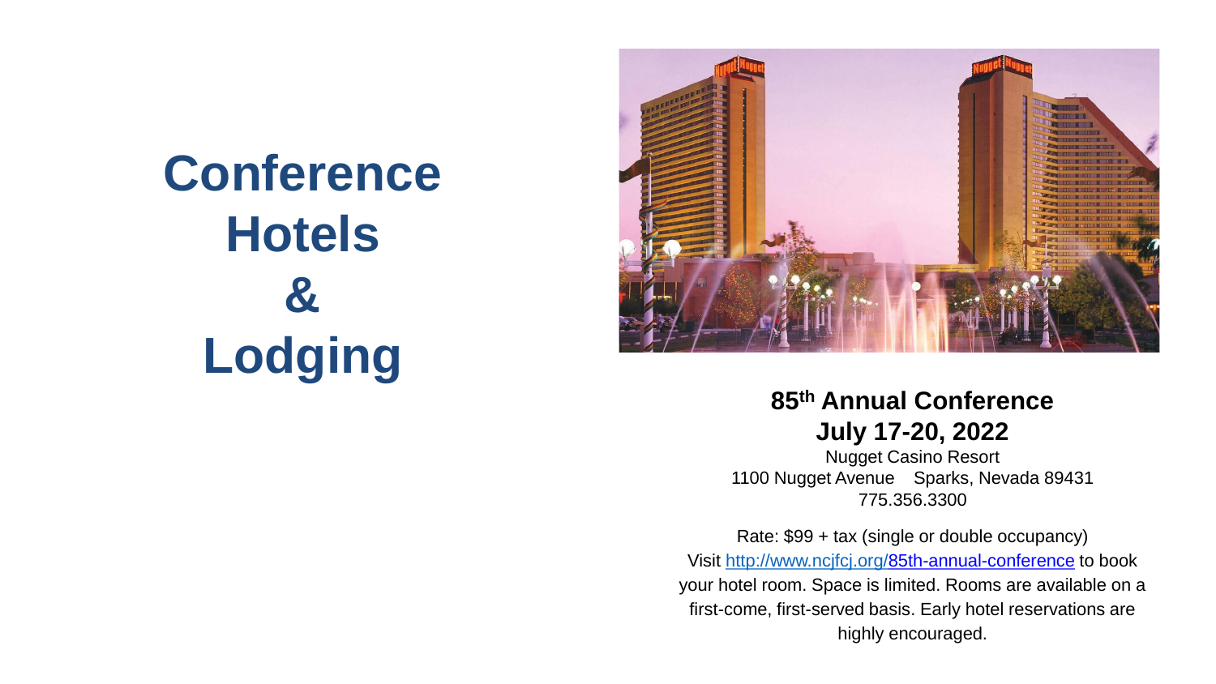# Conference Hotels & Lodging

**85th Annual Conference**
**July 17-20, 2022**

Nugget Casino Resort
1100 Nugget Avenue Sparks, Nevada 89431
775.356.3300

Rate: $99 + tax (single or double occupancy)
Visit http://www.ncjfcj.org/85th-annual-conference to book your hotel room. Space is limited. Rooms are available on a first-come, first-served basis. Early hotel reservations are highly encouraged.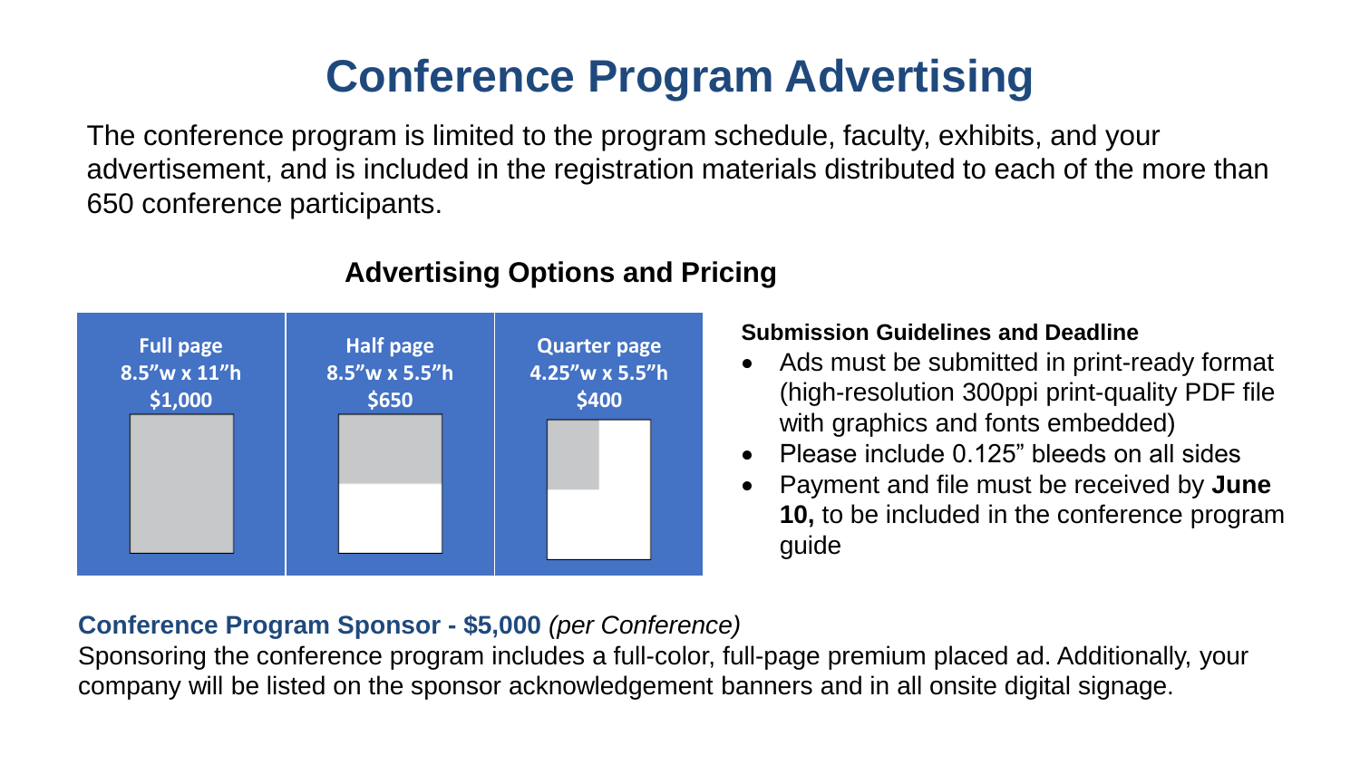# Conference Program Advertising

The conference program is limited to the program schedule, faculty, exhibits, and your advertisement, and is included in the registration materials distributed to each of the more than 650 conference participants.

## Advertising Options and Pricing

| Full page | Half page | Quarter page |
|---|---|---|
| 8.5"w x 11"h | 8.5"w x 5.5"h | 4.25"w x 5.5"h |
| $1,000 | $650 | $400 |

**Submission Guidelines and Deadline**

- Ads must be submitted in print-ready format (high-resolution 300ppi print-quality PDF file with graphics and fonts embedded)
- Please include 0.125" bleeds on all sides
- Payment and file must be received by **June 10,** to be included in the conference program guide

**Conference Program Sponsor - $5,000** *(per Conference)*

Sponsoring the conference program includes a full-color, full-page premium placed ad. Additionally, your company will be listed on the sponsor acknowledgement banners and in all onsite digital signage.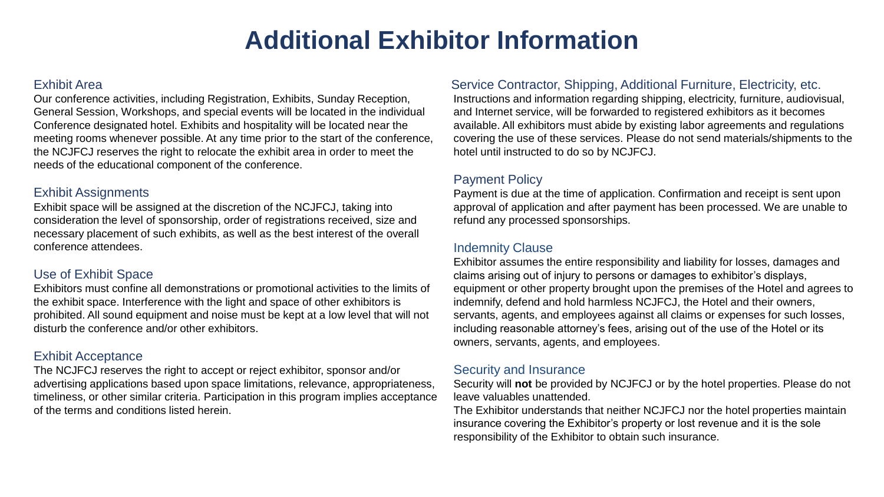# Additional Exhibitor Information

## Exhibit Area

Our conference activities, including Registration, Exhibits, Sunday Reception, General Session, Workshops, and special events will be located in the individual Conference designated hotel. Exhibits and hospitality will be located near the meeting rooms whenever possible. At any time prior to the start of the conference, the NCJFCJ reserves the right to relocate the exhibit area in order to meet the needs of the educational component of the conference.

## Exhibit Assignments

Exhibit space will be assigned at the discretion of the NCJFCJ, taking into consideration the level of sponsorship, order of registrations received, size and necessary placement of such exhibits, as well as the best interest of the overall conference attendees.

## Use of Exhibit Space

Exhibitors must confine all demonstrations or promotional activities to the limits of the exhibit space. Interference with the light and space of other exhibitors is prohibited. All sound equipment and noise must be kept at a low level that will not disturb the conference and/or other exhibitors.

## Exhibit Acceptance

The NCJFCJ reserves the right to accept or reject exhibitor, sponsor and/or advertising applications based upon space limitations, relevance, appropriateness, timeliness, or other similar criteria. Participation in this program implies acceptance of the terms and conditions listed herein.

## Service Contractor, Shipping, Additional Furniture, Electricity, etc.

Instructions and information regarding shipping, electricity, furniture, audiovisual, and Internet service, will be forwarded to registered exhibitors as it becomes available. All exhibitors must abide by existing labor agreements and regulations covering the use of these services. Please do not send materials/shipments to the hotel until instructed to do so by NCJFCJ.

## Payment Policy

Payment is due at the time of application. Confirmation and receipt is sent upon approval of application and after payment has been processed. We are unable to refund any processed sponsorships.

## Indemnity Clause

Exhibitor assumes the entire responsibility and liability for losses, damages and claims arising out of injury to persons or damages to exhibitor's displays, equipment or other property brought upon the premises of the Hotel and agrees to indemnify, defend and hold harmless NCJFCJ, the Hotel and their owners, servants, agents, and employees against all claims or expenses for such losses, including reasonable attorney's fees, arising out of the use of the Hotel or its owners, servants, agents, and employees.

## Security and Insurance

Security will **not** be provided by NCJFCJ or by the hotel properties. Please do not leave valuables unattended.

The Exhibitor understands that neither NCJFCJ nor the hotel properties maintain insurance covering the Exhibitor's property or lost revenue and it is the sole responsibility of the Exhibitor to obtain such insurance.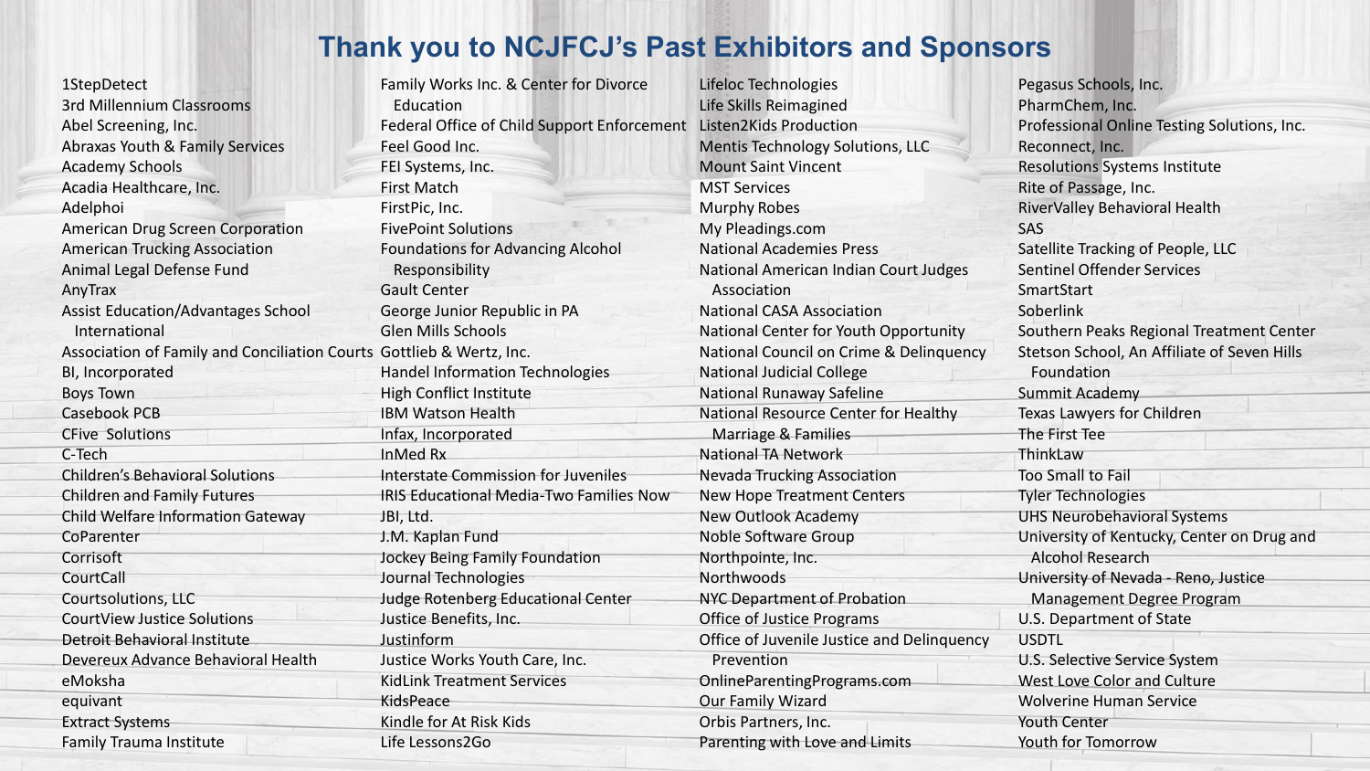# Thank you to NCJFCJ's Past Exhibitors and Sponsors

1StepDetect
3rd Millennium Classrooms
Abel Screening, Inc.
Abraxas Youth & Family Services
Academy Schools
Acadia Healthcare, Inc.
Adelphoi
American Drug Screen Corporation
American Trucking Association
Animal Legal Defense Fund
AnyTrax
Assist Education/Advantages School International
Association of Family and Conciliation Courts
BI, Incorporated
Boys Town
Casebook PCB
CFive Solutions
C-Tech
Children's Behavioral Solutions
Children and Family Futures
Child Welfare Information Gateway
CoParenter
Corrisoft
CourtCall
Courtsolutions, LLC
CourtView Justice Solutions
Detroit Behavioral Institute
Devereux Advance Behavioral Health
eMoksha
equivant
Extract Systems
Family Trauma Institute
Family Works Inc. & Center for Divorce Education
Federal Office of Child Support Enforcement
Feel Good Inc.
FEI Systems, Inc.
First Match
FirstPic, Inc.
FivePoint Solutions
Foundations for Advancing Alcohol Responsibility
Gault Center
George Junior Republic in PA
Glen Mills Schools
Gottlieb & Wertz, Inc.
Handel Information Technologies
High Conflict Institute
IBM Watson Health
Infax, Incorporated
InMed Rx
Interstate Commission for Juveniles
IRIS Educational Media-Two Families Now
JBI, Ltd.
J.M. Kaplan Fund
Jockey Being Family Foundation
Journal Technologies
Judge Rotenberg Educational Center
Justice Benefits, Inc.
Justinform
Justice Works Youth Care, Inc.
KidLink Treatment Services
KidsPeace
Kindle for At Risk Kids
Life Lessons2Go
Lifeloc Technologies
Life Skills Reimagined
Listen2Kids Production
Mentis Technology Solutions, LLC
Mount Saint Vincent
MST Services
Murphy Robes
My Pleadings.com
National Academies Press
National American Indian Court Judges Association
National CASA Association
National Center for Youth Opportunity
National Council on Crime & Delinquency
National Judicial College
National Runaway Safeline
National Resource Center for Healthy Marriage & Families
National TA Network
Nevada Trucking Association
New Hope Treatment Centers
New Outlook Academy
Noble Software Group
Northpointe, Inc.
Northwoods
NYC Department of Probation
Office of Justice Programs
Office of Juvenile Justice and Delinquency Prevention
OnlineParentingPrograms.com
Our Family Wizard
Orbis Partners, Inc.
Parenting with Love and Limits
Pegasus Schools, Inc.
PharmChem, Inc.
Professional Online Testing Solutions, Inc.
Reconnect, Inc.
Resolutions Systems Institute
Rite of Passage, Inc.
RiverValley Behavioral Health
SAS
Satellite Tracking of People, LLC
Sentinel Offender Services
SmartStart
Soberlink
Southern Peaks Regional Treatment Center
Stetson School, An Affiliate of Seven Hills Foundation
Summit Academy
Texas Lawyers for Children
The First Tee
ThinkLaw
Too Small to Fail
Tyler Technologies
UHS Neurobehavioral Systems
University of Kentucky, Center on Drug and Alcohol Research
University of Nevada - Reno, Justice Management Degree Program
U.S. Department of State
USDTL
U.S. Selective Service System
West Love Color and Culture
Wolverine Human Service
Youth Center
Youth for Tomorrow